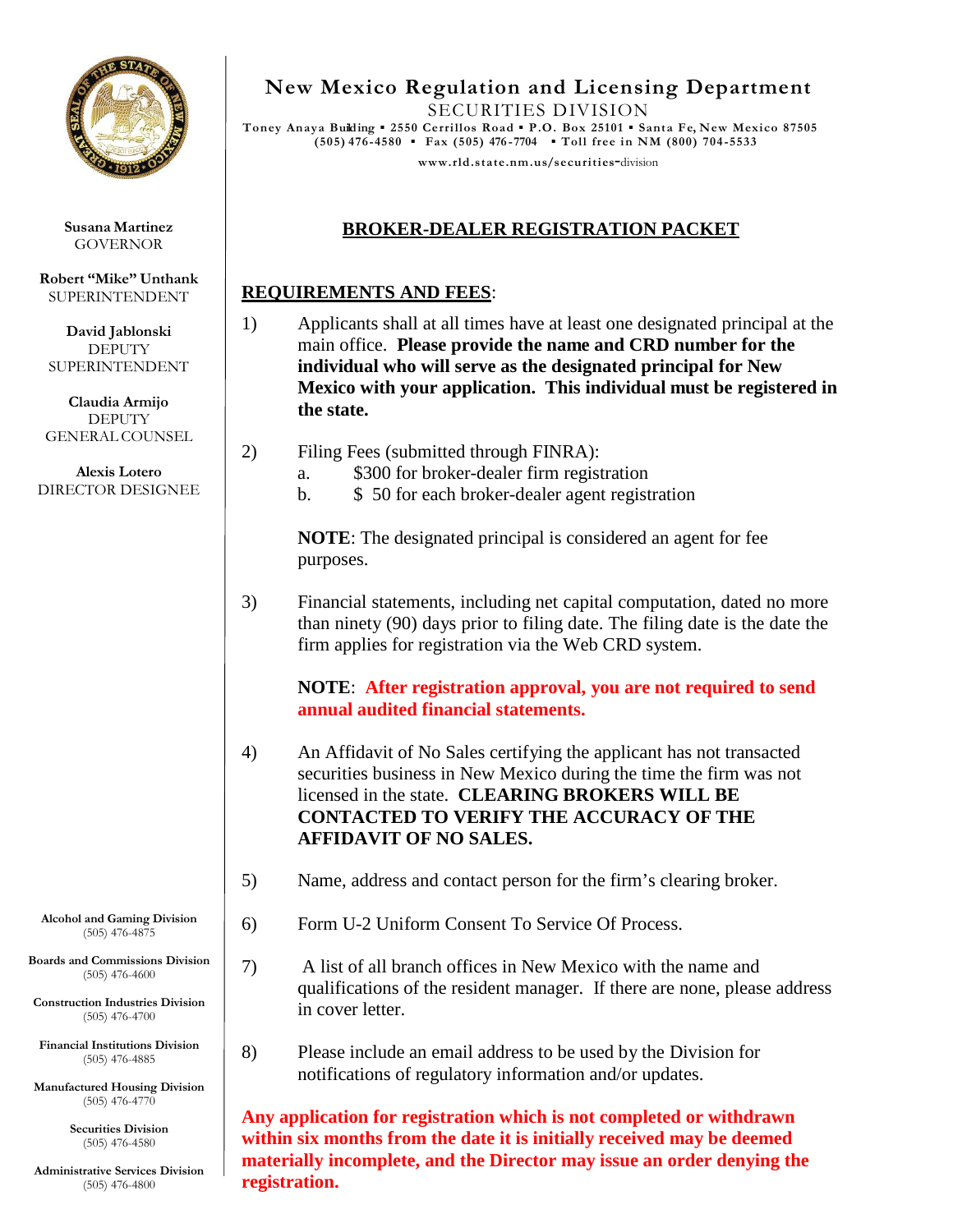# New Mexico Regulation and Licensing Department

SECURITIES DIVISION

Toney Anaya Building ▪ 2550 Cerrillos Road ▪ P.O. Box 25101 ▪ Santa Fe, New Mexico 87505
(505) 476-4580 ▪ Fax (505) 476-7704 ▪ Toll free in NM (800) 704-5533

www.rld.state.nm.us/securities-division

**Susana Martinez**
GOVERNOR

**Robert "Mike" Unthank**
SUPERINTENDENT

**David Jablonski**
DEPUTY SUPERINTENDENT

**Claudia Armijo**
DEPUTY GENERAL COUNSEL

**Alexis Lotero**
DIRECTOR DESIGNEE

## BROKER-DEALER REGISTRATION PACKET

**REQUIREMENTS AND FEES**:

1) Applicants shall at all times have at least one designated principal at the main office. **Please provide the name and CRD number for the individual who will serve as the designated principal for New Mexico with your application. This individual must be registered in the state.**

2) Filing Fees (submitted through FINRA):
   a. $300 for broker-dealer firm registration
   b. $ 50 for each broker-dealer agent registration

   **NOTE**: The designated principal is considered an agent for fee purposes.

3) Financial statements, including net capital computation, dated no more than ninety (90) days prior to filing date. The filing date is the date the firm applies for registration via the Web CRD system.

   **NOTE**: **After registration approval, you are not required to send annual audited financial statements.**

4) An Affidavit of No Sales certifying the applicant has not transacted securities business in New Mexico during the time the firm was not licensed in the state. **CLEARING BROKERS WILL BE CONTACTED TO VERIFY THE ACCURACY OF THE AFFIDAVIT OF NO SALES.**

5) Name, address and contact person for the firm's clearing broker.

6) Form U-2 Uniform Consent To Service Of Process.

7) A list of all branch offices in New Mexico with the name and qualifications of the resident manager. If there are none, please address in cover letter.

8) Please include an email address to be used by the Division for notifications of regulatory information and/or updates.

**Any application for registration which is not completed or withdrawn within six months from the date it is initially received may be deemed materially incomplete, and the Director may issue an order denying the registration.**

**Alcohol and Gaming Division**
(505) 476-4875

**Boards and Commissions Division**
(505) 476-4600

**Construction Industries Division**
(505) 476-4700

**Financial Institutions Division**
(505) 476-4885

**Manufactured Housing Division**
(505) 476-4770

**Securities Division**
(505) 476-4580

**Administrative Services Division**
(505) 476-4800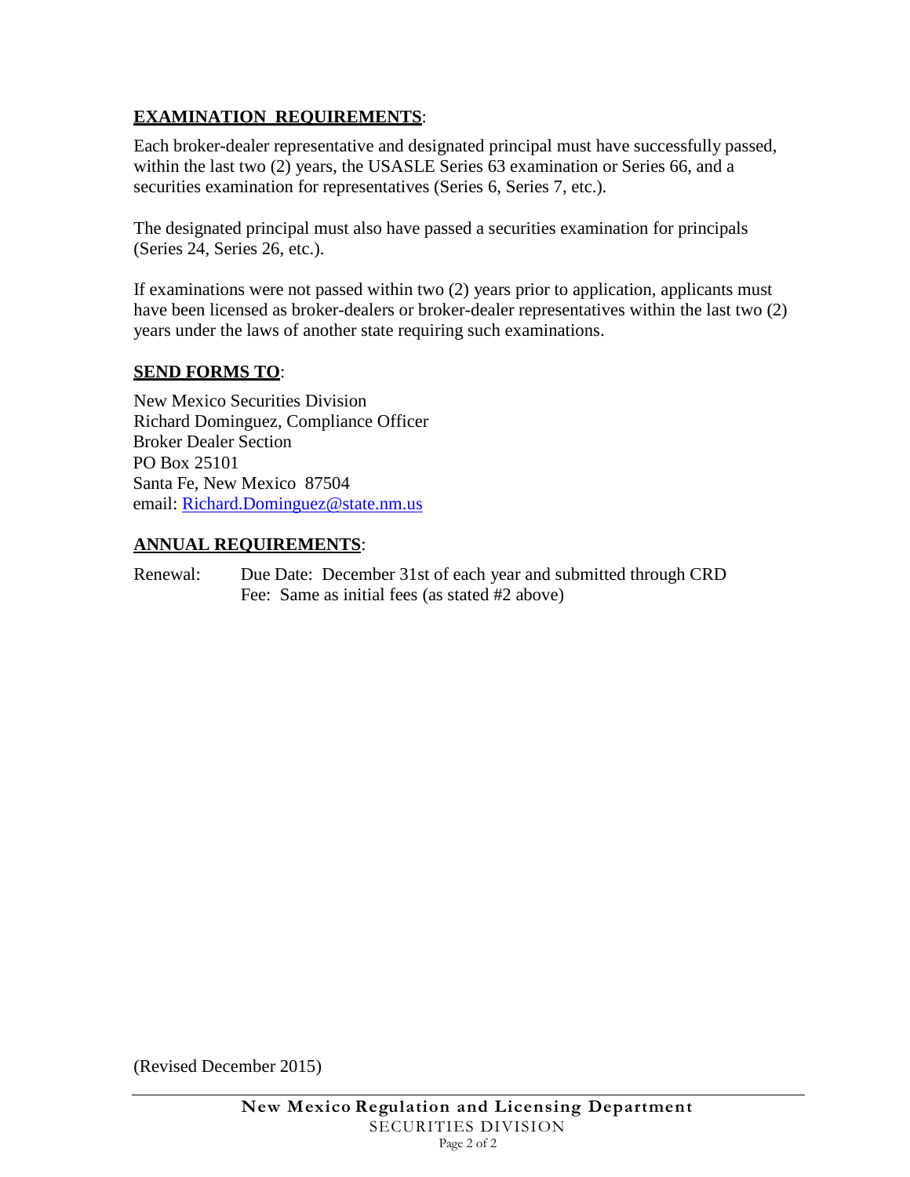## EXAMINATION REQUIREMENTS:

Each broker-dealer representative and designated principal must have successfully passed, within the last two (2) years, the USASLE Series 63 examination or Series 66, and a securities examination for representatives (Series 6, Series 7, etc.).

The designated principal must also have passed a securities examination for principals (Series 24, Series 26, etc.).

If examinations were not passed within two (2) years prior to application, applicants must have been licensed as broker-dealers or broker-dealer representatives within the last two (2) years under the laws of another state requiring such examinations.

## SEND FORMS TO:

New Mexico Securities Division
Richard Dominguez, Compliance Officer
Broker Dealer Section
PO Box 25101
Santa Fe, New Mexico 87504
email: Richard.Dominguez@state.nm.us

## ANNUAL REQUIREMENTS:

Renewal: Due Date: December 31st of each year and submitted through CRD
Fee: Same as initial fees (as stated #2 above)

(Revised December 2015)

**New Mexico Regulation and Licensing Department**
SECURITIES DIVISION